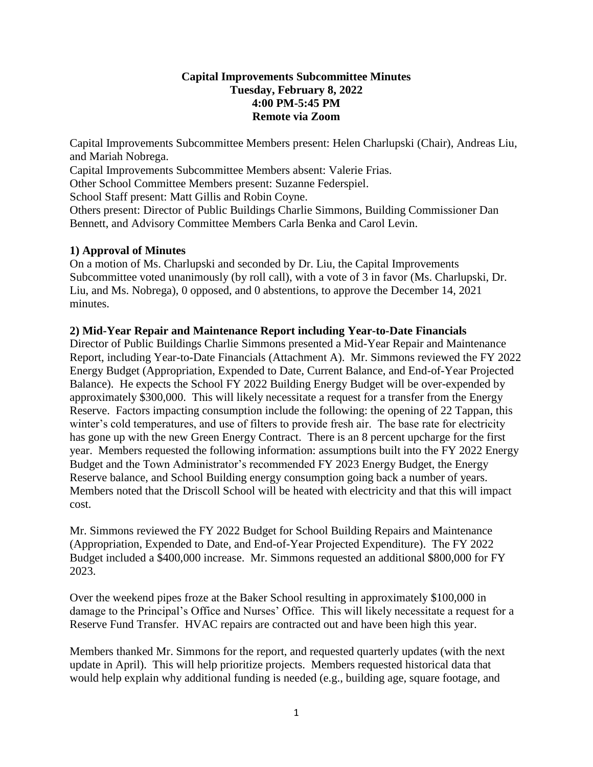**Capital Improvements Subcommittee Minutes**
**Tuesday, February 8, 2022**
**4:00 PM-5:45 PM**
**Remote via Zoom**

Capital Improvements Subcommittee Members present: Helen Charlupski (Chair), Andreas Liu, and Mariah Nobrega.
Capital Improvements Subcommittee Members absent: Valerie Frias.
Other School Committee Members present: Suzanne Federspiel.
School Staff present: Matt Gillis and Robin Coyne.
Others present: Director of Public Buildings Charlie Simmons, Building Commissioner Dan Bennett, and Advisory Committee Members Carla Benka and Carol Levin.

**1) Approval of Minutes**

On a motion of Ms. Charlupski and seconded by Dr. Liu, the Capital Improvements Subcommittee voted unanimously (by roll call), with a vote of 3 in favor (Ms. Charlupski, Dr. Liu, and Ms. Nobrega), 0 opposed, and 0 abstentions, to approve the December 14, 2021 minutes.

**2) Mid-Year Repair and Maintenance Report including Year-to-Date Financials**

Director of Public Buildings Charlie Simmons presented a Mid-Year Repair and Maintenance Report, including Year-to-Date Financials (Attachment A). Mr. Simmons reviewed the FY 2022 Energy Budget (Appropriation, Expended to Date, Current Balance, and End-of-Year Projected Balance). He expects the School FY 2022 Building Energy Budget will be over-expended by approximately $300,000. This will likely necessitate a request for a transfer from the Energy Reserve. Factors impacting consumption include the following: the opening of 22 Tappan, this winter's cold temperatures, and use of filters to provide fresh air. The base rate for electricity has gone up with the new Green Energy Contract. There is an 8 percent upcharge for the first year. Members requested the following information: assumptions built into the FY 2022 Energy Budget and the Town Administrator's recommended FY 2023 Energy Budget, the Energy Reserve balance, and School Building energy consumption going back a number of years. Members noted that the Driscoll School will be heated with electricity and that this will impact cost.

Mr. Simmons reviewed the FY 2022 Budget for School Building Repairs and Maintenance (Appropriation, Expended to Date, and End-of-Year Projected Expenditure). The FY 2022 Budget included a $400,000 increase. Mr. Simmons requested an additional $800,000 for FY 2023.

Over the weekend pipes froze at the Baker School resulting in approximately $100,000 in damage to the Principal's Office and Nurses' Office. This will likely necessitate a request for a Reserve Fund Transfer. HVAC repairs are contracted out and have been high this year.

Members thanked Mr. Simmons for the report, and requested quarterly updates (with the next update in April). This will help prioritize projects. Members requested historical data that would help explain why additional funding is needed (e.g., building age, square footage, and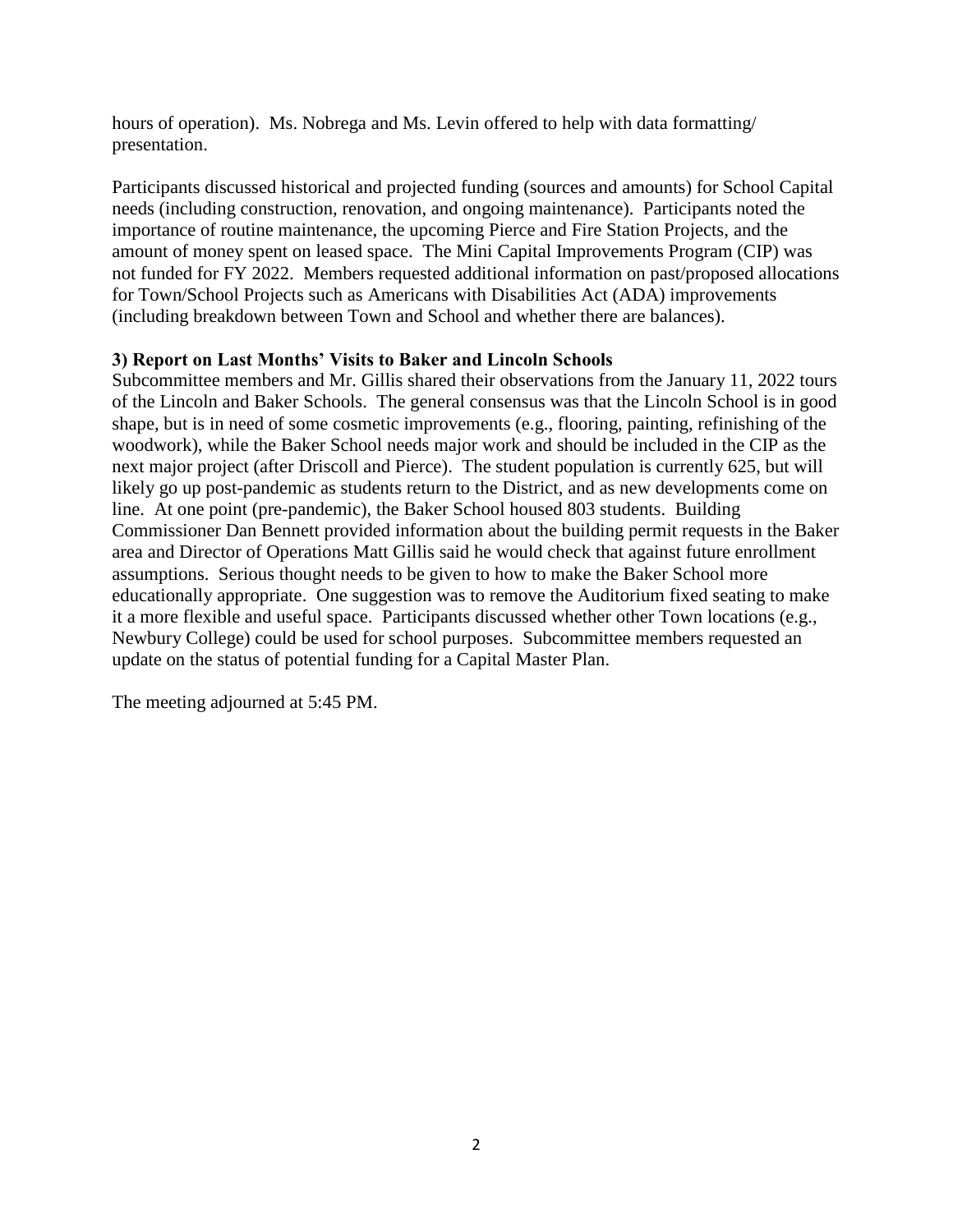hours of operation). Ms. Nobrega and Ms. Levin offered to help with data formatting/ presentation.

Participants discussed historical and projected funding (sources and amounts) for School Capital needs (including construction, renovation, and ongoing maintenance). Participants noted the importance of routine maintenance, the upcoming Pierce and Fire Station Projects, and the amount of money spent on leased space. The Mini Capital Improvements Program (CIP) was not funded for FY 2022. Members requested additional information on past/proposed allocations for Town/School Projects such as Americans with Disabilities Act (ADA) improvements (including breakdown between Town and School and whether there are balances).

**3) Report on Last Months' Visits to Baker and Lincoln Schools**

Subcommittee members and Mr. Gillis shared their observations from the January 11, 2022 tours of the Lincoln and Baker Schools. The general consensus was that the Lincoln School is in good shape, but is in need of some cosmetic improvements (e.g., flooring, painting, refinishing of the woodwork), while the Baker School needs major work and should be included in the CIP as the next major project (after Driscoll and Pierce). The student population is currently 625, but will likely go up post-pandemic as students return to the District, and as new developments come on line. At one point (pre-pandemic), the Baker School housed 803 students. Building Commissioner Dan Bennett provided information about the building permit requests in the Baker area and Director of Operations Matt Gillis said he would check that against future enrollment assumptions. Serious thought needs to be given to how to make the Baker School more educationally appropriate. One suggestion was to remove the Auditorium fixed seating to make it a more flexible and useful space. Participants discussed whether other Town locations (e.g., Newbury College) could be used for school purposes. Subcommittee members requested an update on the status of potential funding for a Capital Master Plan.

The meeting adjourned at 5:45 PM.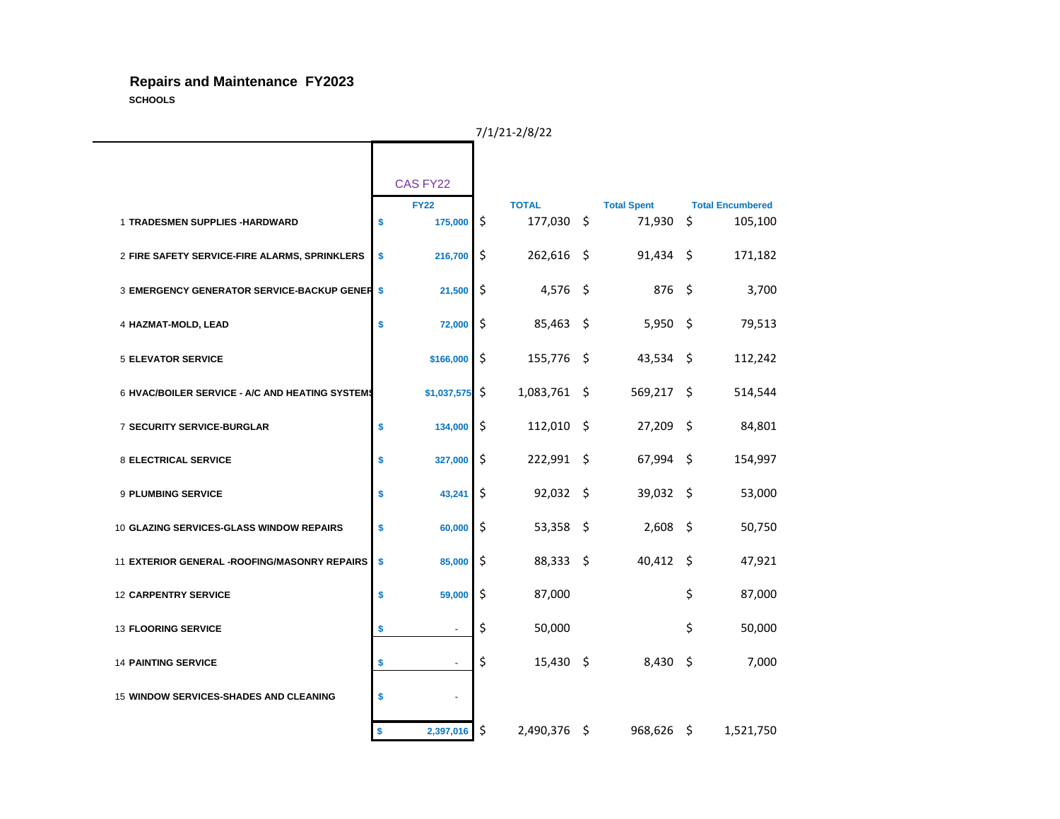# Repairs and Maintenance FY2023

**SCHOOLS**

| | CAS FY22 | 7/1/21-2/8/22 | | |
|---|---|---|---|---|
| | **FY22** | **TOTAL** | **Total Spent** | **Total Encumbered** |
| 1 **TRADESMEN SUPPLIES -HARDWARD** | $ 175,000 | $ 177,030 | $ 71,930 | $ 105,100 |
| 2 **FIRE SAFETY SERVICE-FIRE ALARMS, SPRINKLERS** | $ 216,700 | $ 262,616 | $ 91,434 | $ 171,182 |
| 3 **EMERGENCY GENERATOR SERVICE-BACKUP GENER** | $ 21,500 | $ 4,576 | $ 876 | $ 3,700 |
| 4 **HAZMAT-MOLD, LEAD** | $ 72,000 | $ 85,463 | $ 5,950 | $ 79,513 |
| 5 **ELEVATOR SERVICE** | $166,000 | $ 155,776 | $ 43,534 | $ 112,242 |
| 6 **HVAC/BOILER SERVICE - A/C AND HEATING SYSTEMS** | $1,037,575 | $ 1,083,761 | $ 569,217 | $ 514,544 |
| 7 **SECURITY SERVICE-BURGLAR** | $ 134,000 | $ 112,010 | $ 27,209 | $ 84,801 |
| 8 **ELECTRICAL SERVICE** | $ 327,000 | $ 222,991 | $ 67,994 | $ 154,997 |
| 9 **PLUMBING SERVICE** | $ 43,241 | $ 92,032 | $ 39,032 | $ 53,000 |
| 10 **GLAZING SERVICES-GLASS WINDOW REPAIRS** | $ 60,000 | $ 53,358 | $ 2,608 | $ 50,750 |
| 11 **EXTERIOR GENERAL -ROOFING/MASONRY REPAIRS** | $ 85,000 | $ 88,333 | $ 40,412 | $ 47,921 |
| 12 **CARPENTRY SERVICE** | $ 59,000 | $ 87,000 | | $ 87,000 |
| 13 **FLOORING SERVICE** | $ - | $ 50,000 | | $ 50,000 |
| 14 **PAINTING SERVICE** | $ - | $ 15,430 | $ 8,430 | $ 7,000 |
| 15 **WINDOW SERVICES-SHADES AND CLEANING** | $ - | | | |
| | $ 2,397,016 | $ 2,490,376 | $ 968,626 | $ 1,521,750 |